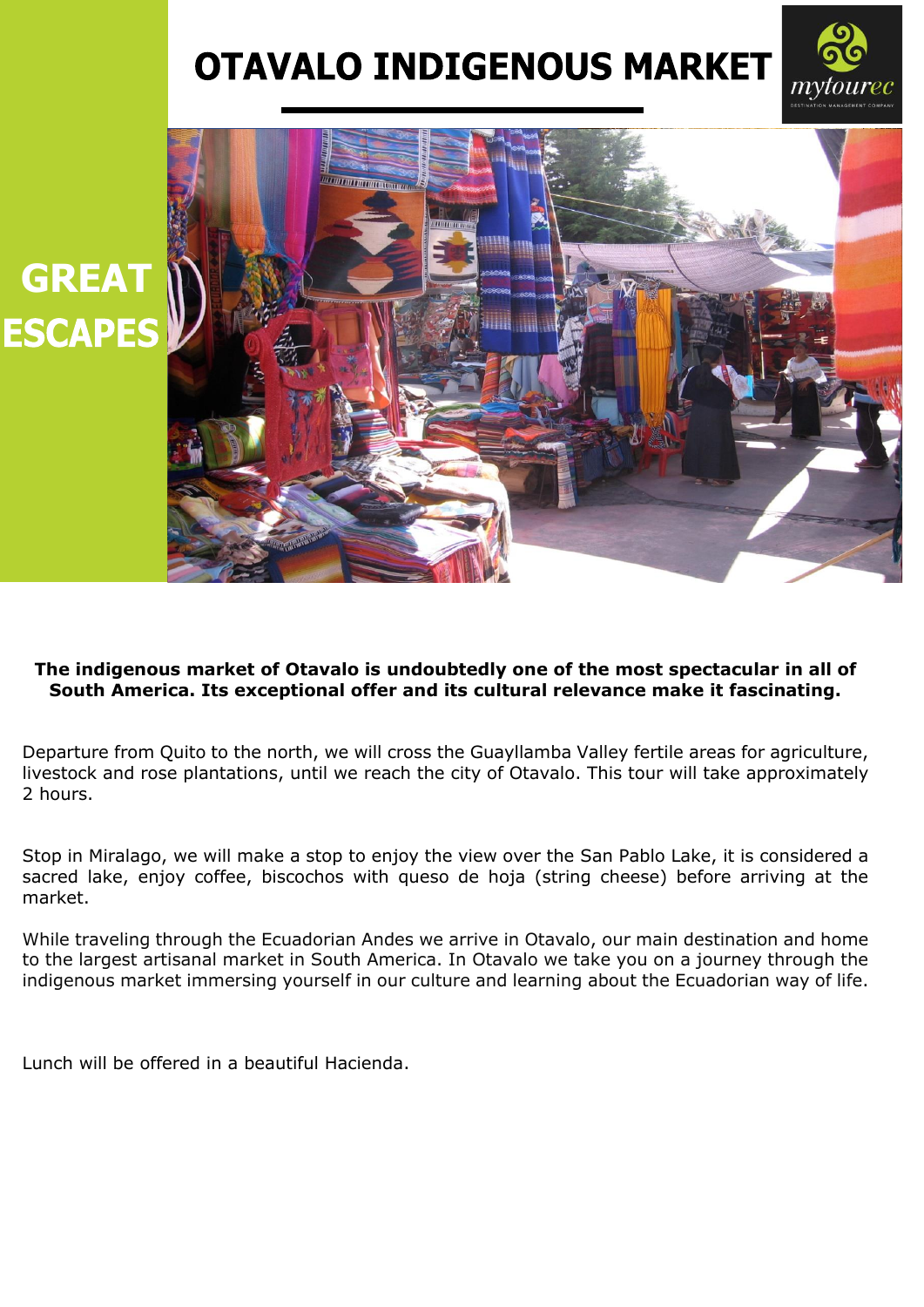# OTAVALO INDIGENOUS MARKET

**GREAT ESCAPES**

**The indigenous market of Otavalo is undoubtedly one of the most spectacular in all of South America. Its exceptional offer and its cultural relevance make it fascinating.**

Departure from Quito to the north, we will cross the Guayllamba Valley fertile areas for agriculture, livestock and rose plantations, until we reach the city of Otavalo. This tour will take approximately 2 hours.

Stop in Miralago, we will make a stop to enjoy the view over the San Pablo Lake, it is considered a sacred lake, enjoy coffee, biscochos with queso de hoja (string cheese) before arriving at the market.

While traveling through the Ecuadorian Andes we arrive in Otavalo, our main destination and home to the largest artisanal market in South America. In Otavalo we take you on a journey through the indigenous market immersing yourself in our culture and learning about the Ecuadorian way of life.

Lunch will be offered in a beautiful Hacienda.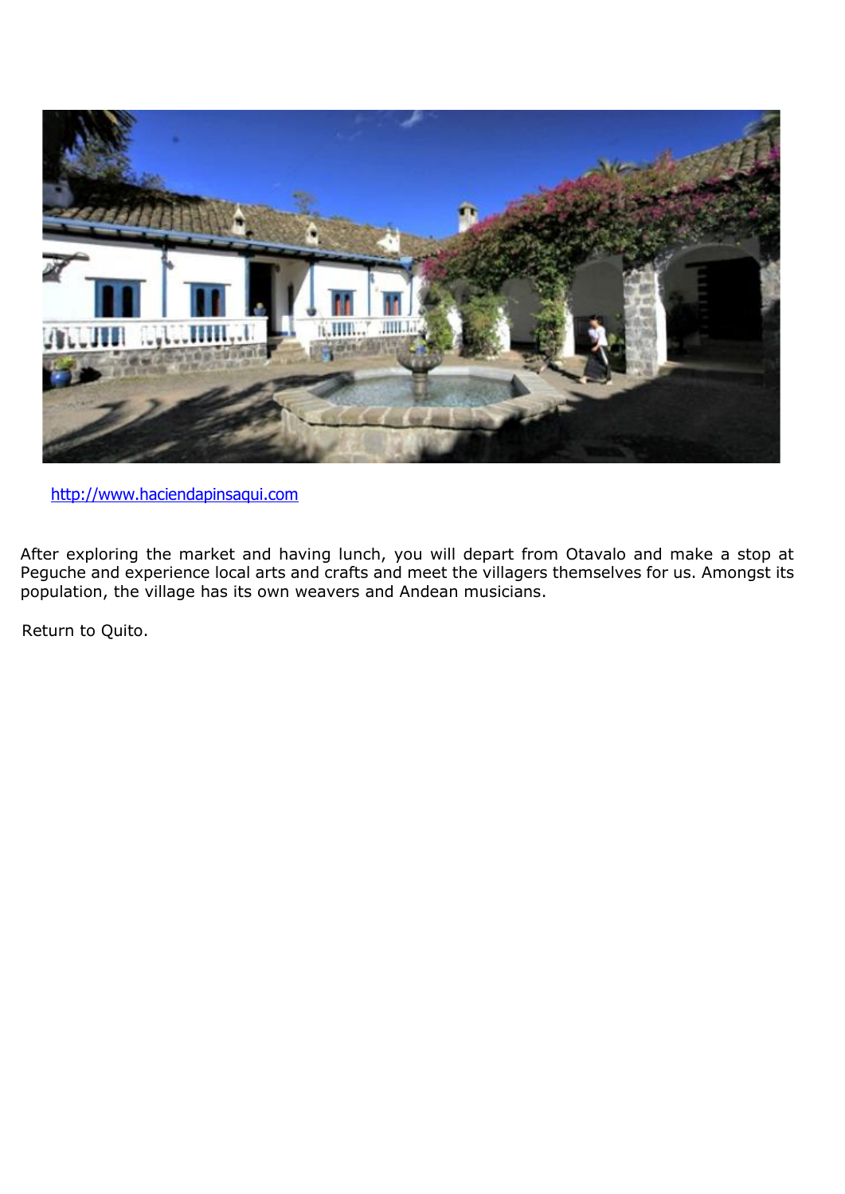http://www.haciendapinsaqui.com

After exploring the market and having lunch, you will depart from Otavalo and make a stop at Peguche and experience local arts and crafts and meet the villagers themselves for us. Amongst its population, the village has its own weavers and Andean musicians.

Return to Quito.